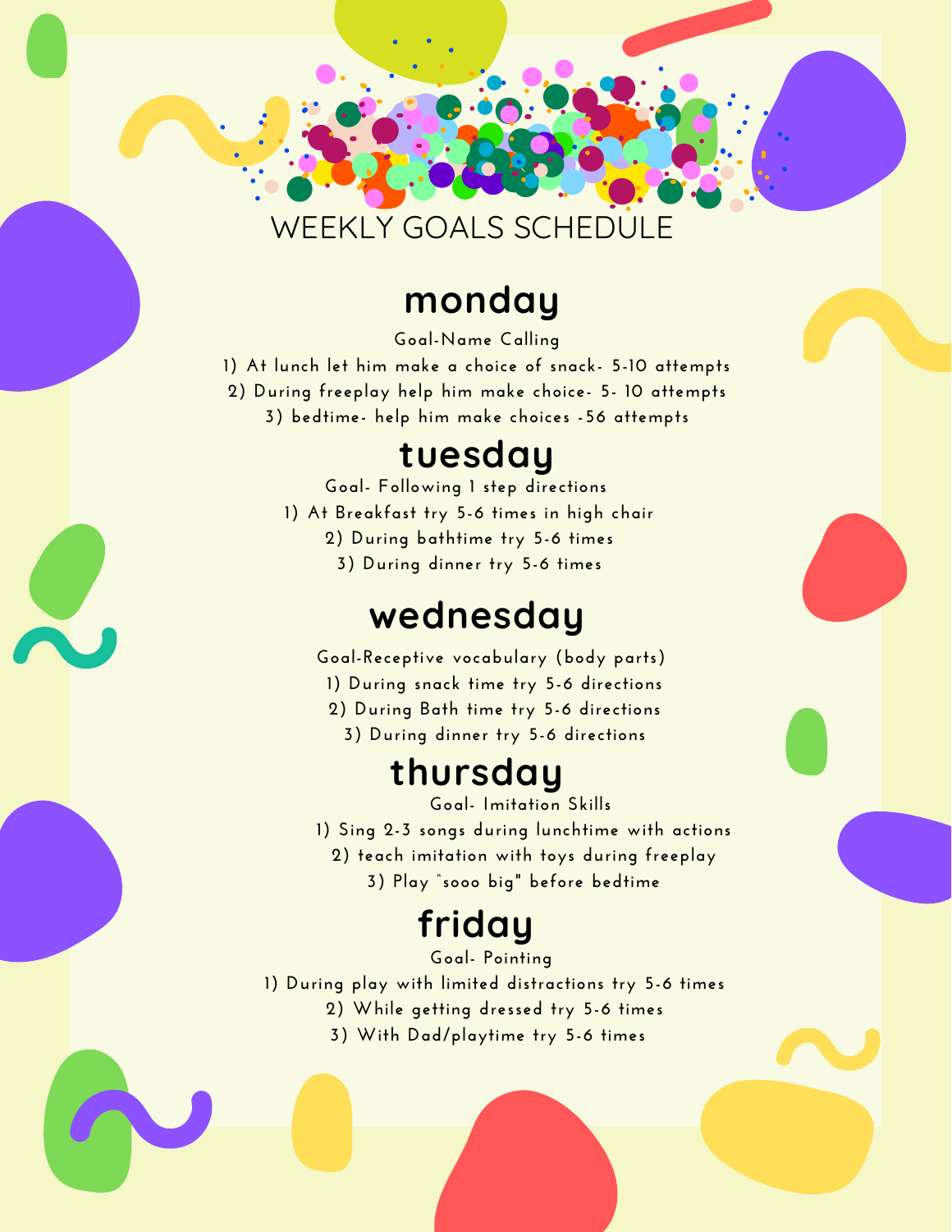# WEEKLY GOALS SCHEDULE

## monday

Goal-Name Calling

1) At lunch let him make a choice of snack- 5-10 attempts
2) During freeplay help him make choice- 5- 10 attempts
3) bedtime- help him make choices -56 attempts

## tuesday

Goal- Following 1 step directions

1) At Breakfast try 5-6 times in high chair
2) During bathtime try 5-6 times
3) During dinner try 5-6 times

## wednesday

Goal-Receptive vocabulary (body parts)

1) During snack time try 5-6 directions
2) During Bath time try 5-6 directions
3) During dinner try 5-6 directions

## thursday

Goal- Imitation Skills

1) Sing 2-3 songs during lunchtime with actions
2) teach imitation with toys during freeplay
3) Play "sooo big" before bedtime

## friday

Goal- Pointing

1) During play with limited distractions try 5-6 times
2) While getting dressed try 5-6 times
3) With Dad/playtime try 5-6 times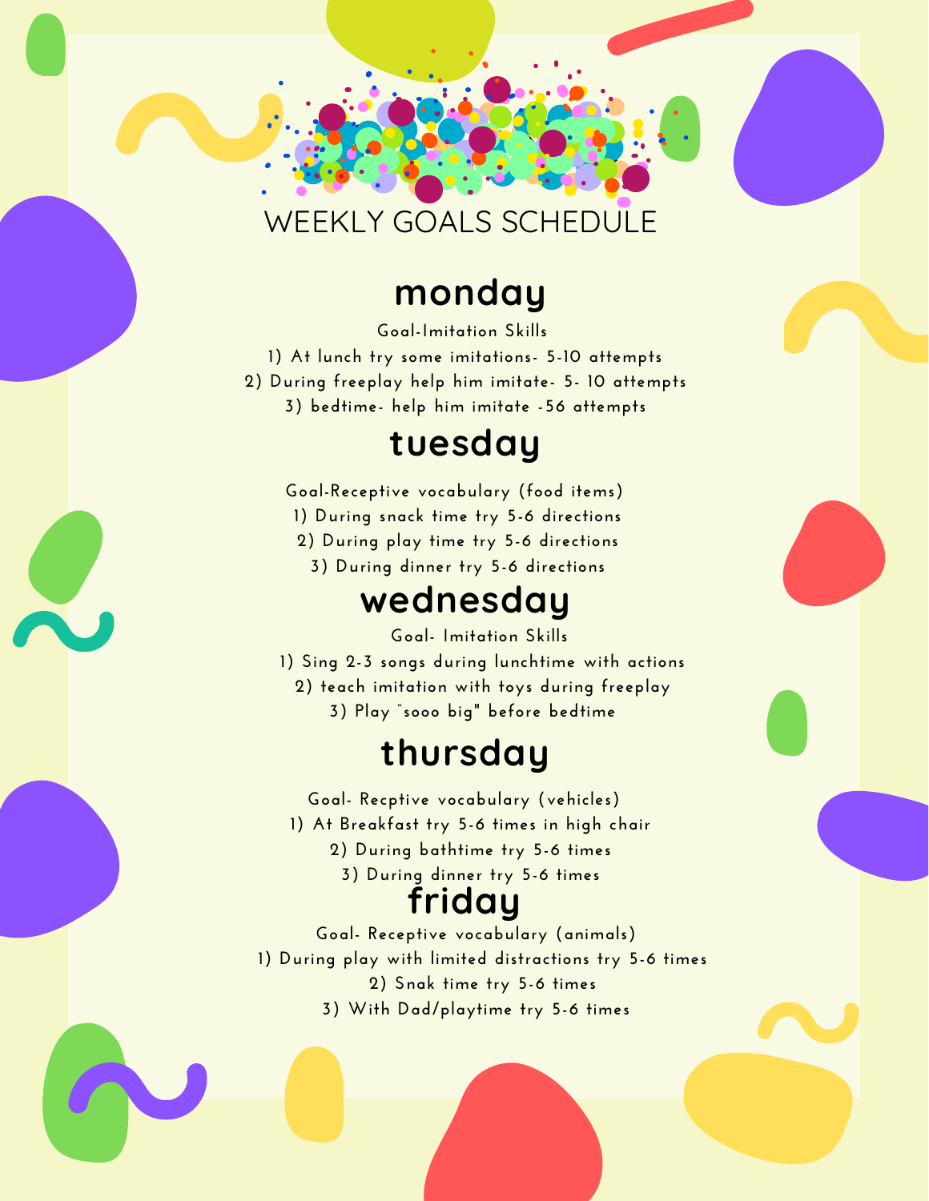# WEEKLY GOALS SCHEDULE

## monday

Goal-Imitation Skills

1) At lunch try some imitations- 5-10 attempts
2) During freeplay help him imitate- 5- 10 attempts
3) bedtime- help him imitate -56 attempts

## tuesday

Goal-Receptive vocabulary (food items)

1) During snack time try 5-6 directions
2) During play time try 5-6 directions
3) During dinner try 5-6 directions

## wednesday

Goal- Imitation Skills

1) Sing 2-3 songs during lunchtime with actions
2) teach imitation with toys during freeplay
3) Play "sooo big" before bedtime

## thursday

Goal- Recptive vocabulary (vehicles)

1) At Breakfast try 5-6 times in high chair
2) During bathtime try 5-6 times
3) During dinner try 5-6 times

## friday

Goal- Receptive vocabulary (animals)

1) During play with limited distractions try 5-6 times
2) Snak time try 5-6 times
3) With Dad/playtime try 5-6 times